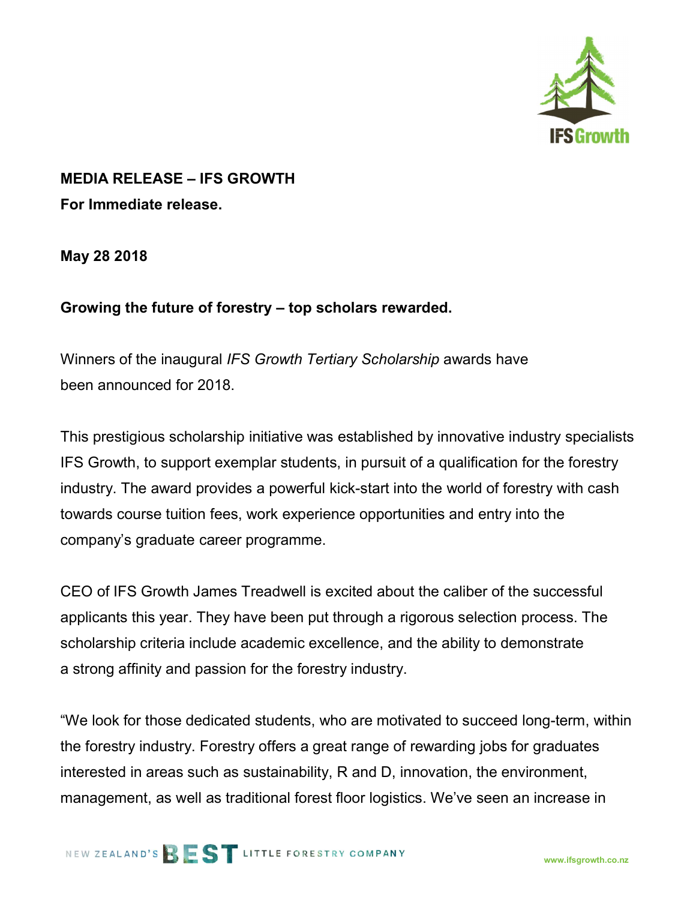**MEDIA RELEASE – IFS GROWTH**

**For Immediate release.**

**May 28 2018**

**Growing the future of forestry – top scholars rewarded.**

Winners of the inaugural *IFS Growth Tertiary Scholarship* awards have been announced for 2018.

This prestigious scholarship initiative was established by innovative industry specialists IFS Growth, to support exemplar students, in pursuit of a qualification for the forestry industry. The award provides a powerful kick-start into the world of forestry with cash towards course tuition fees, work experience opportunities and entry into the company's graduate career programme.

CEO of IFS Growth James Treadwell is excited about the caliber of the successful applicants this year. They have been put through a rigorous selection process. The scholarship criteria include academic excellence, and the ability to demonstrate a strong affinity and passion for the forestry industry.

"We look for those dedicated students, who are motivated to succeed long-term, within the forestry industry. Forestry offers a great range of rewarding jobs for graduates interested in areas such as sustainability, R and D, innovation, the environment, management, as well as traditional forest floor logistics. We've seen an increase in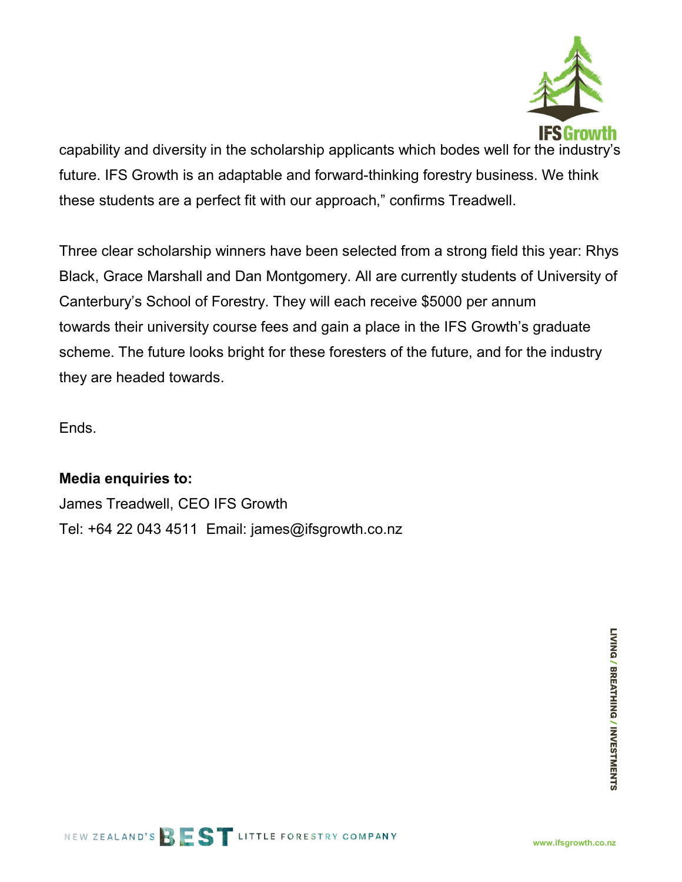capability and diversity in the scholarship applicants which bodes well for the industry's future. IFS Growth is an adaptable and forward-thinking forestry business. We think these students are a perfect fit with our approach," confirms Treadwell.

Three clear scholarship winners have been selected from a strong field this year: Rhys Black, Grace Marshall and Dan Montgomery. All are currently students of University of Canterbury's School of Forestry. They will each receive $5000 per annum towards their university course fees and gain a place in the IFS Growth's graduate scheme. The future looks bright for these foresters of the future, and for the industry they are headed towards.

Ends.

**Media enquiries to:**
James Treadwell, CEO IFS Growth
Tel: +64 22 043 4511  Email: james@ifsgrowth.co.nz